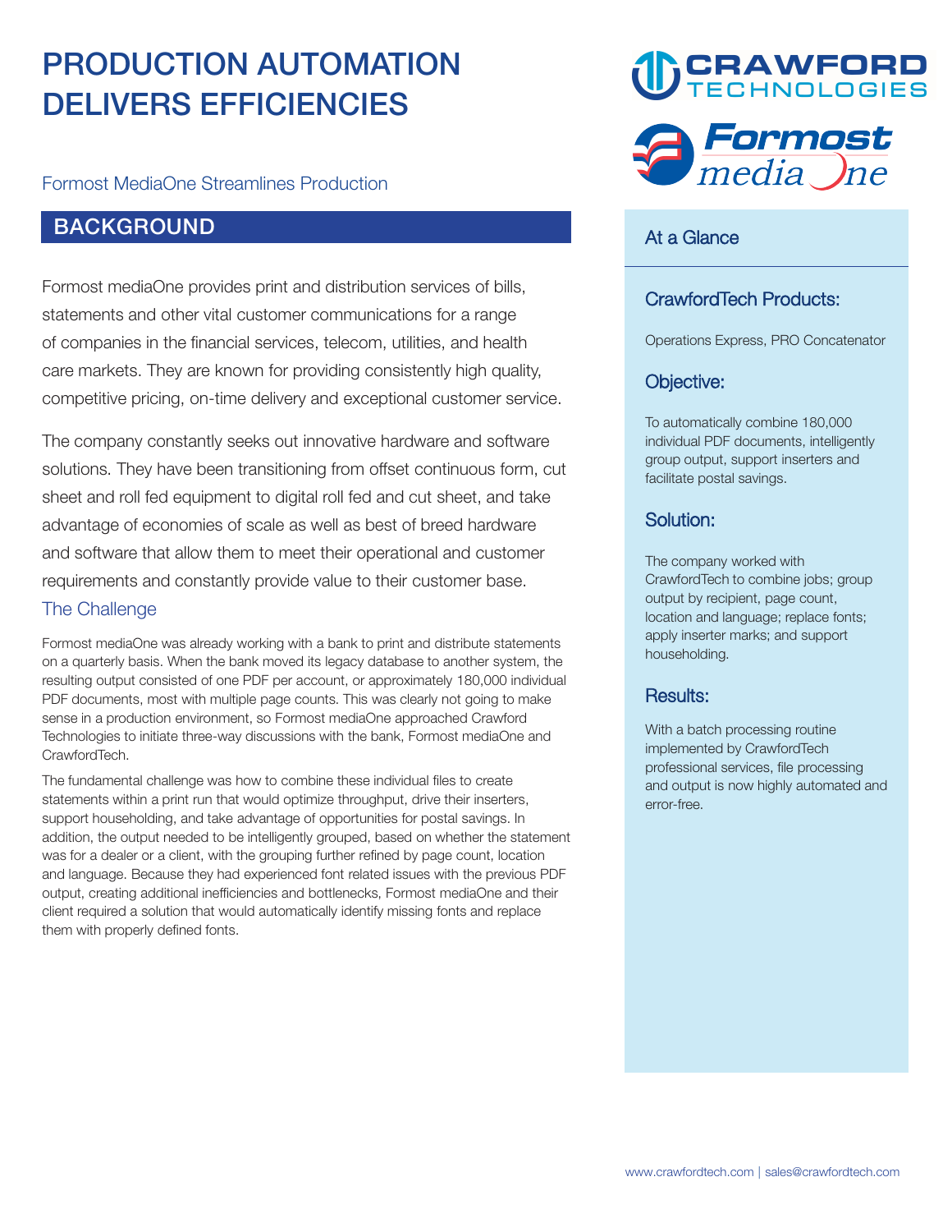# PRODUCTION AUTOMATION DELIVERS EFFICIENCIES

Formost MediaOne Streamlines Production

## BACKGROUND

Formost mediaOne provides print and distribution services of bills, statements and other vital customer communications for a range of companies in the financial services, telecom, utilities, and health care markets. They are known for providing consistently high quality, competitive pricing, on-time delivery and exceptional customer service.

The company constantly seeks out innovative hardware and software solutions. They have been transitioning from offset continuous form, cut sheet and roll fed equipment to digital roll fed and cut sheet, and take advantage of economies of scale as well as best of breed hardware and software that allow them to meet their operational and customer requirements and constantly provide value to their customer base.

### The Challenge

Formost mediaOne was already working with a bank to print and distribute statements on a quarterly basis. When the bank moved its legacy database to another system, the resulting output consisted of one PDF per account, or approximately 180,000 individual PDF documents, most with multiple page counts. This was clearly not going to make sense in a production environment, so Formost mediaOne approached Crawford Technologies to initiate three-way discussions with the bank, Formost mediaOne and CrawfordTech.

The fundamental challenge was how to combine these individual files to create statements within a print run that would optimize throughput, drive their inserters, support householding, and take advantage of opportunities for postal savings. In addition, the output needed to be intelligently grouped, based on whether the statement was for a dealer or a client, with the grouping further refined by page count, location and language. Because they had experienced font related issues with the previous PDF output, creating additional inefficiencies and bottlenecks, Formost mediaOne and their client required a solution that would automatically identify missing fonts and replace them with properly defined fonts.

## At a Glance

### CrawfordTech Products:

Operations Express, PRO Concatenator

### Objective:

To automatically combine 180,000 individual PDF documents, intelligently group output, support inserters and facilitate postal savings.

### Solution:

The company worked with CrawfordTech to combine jobs; group output by recipient, page count, location and language; replace fonts; apply inserter marks; and support householding.

### Results:

With a batch processing routine implemented by CrawfordTech professional services, file processing and output is now highly automated and error-free.

www.crawfordtech.com | sales@crawfordtech.com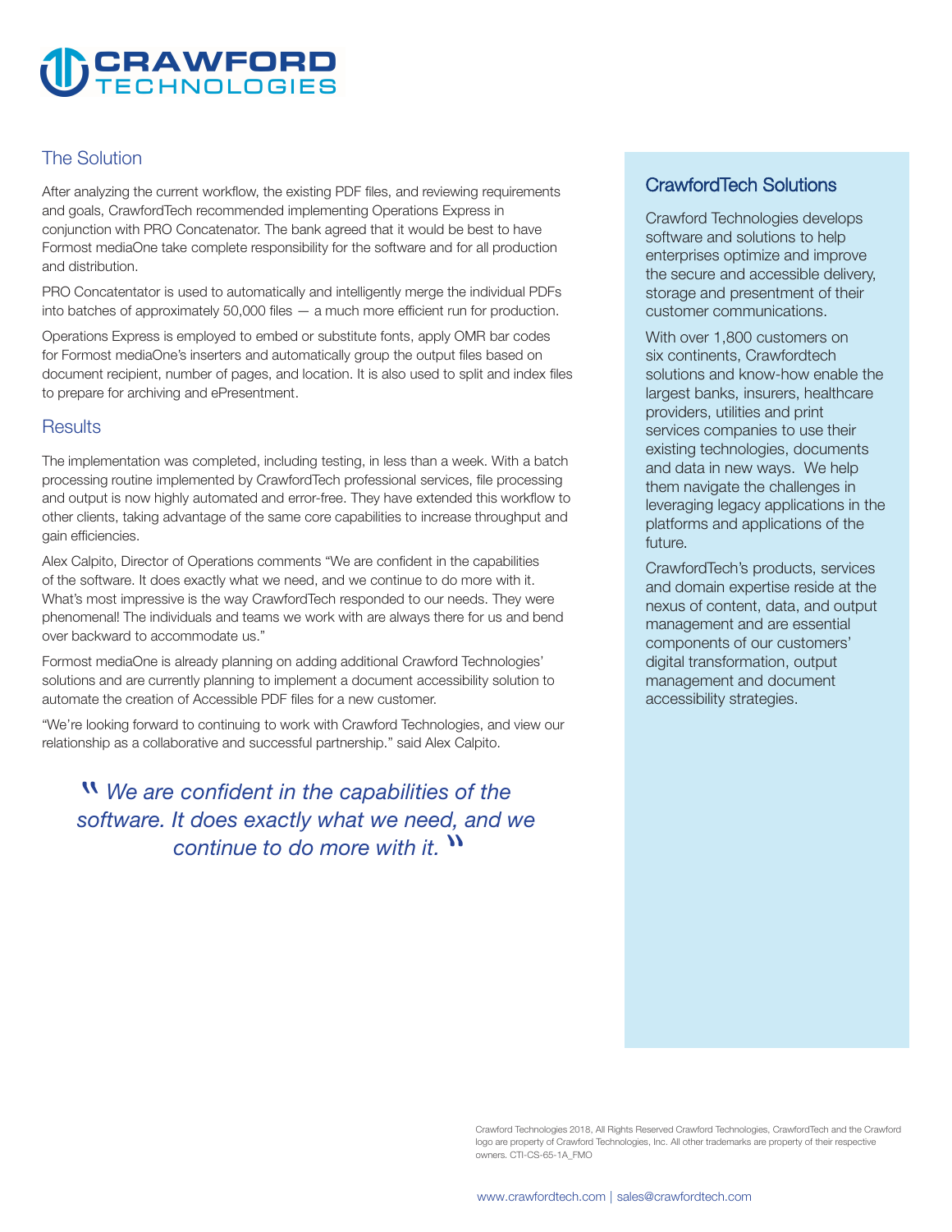# CRAWFORD TECHNOLOGIES

## The Solution

After analyzing the current workflow, the existing PDF files, and reviewing requirements and goals, CrawfordTech recommended implementing Operations Express in conjunction with PRO Concatenator. The bank agreed that it would be best to have Formost mediaOne take complete responsibility for the software and for all production and distribution.

PRO Concatentator is used to automatically and intelligently merge the individual PDFs into batches of approximately 50,000 files — a much more efficient run for production.

Operations Express is employed to embed or substitute fonts, apply OMR bar codes for Formost mediaOne's inserters and automatically group the output files based on document recipient, number of pages, and location. It is also used to split and index files to prepare for archiving and ePresentment.

## Results

The implementation was completed, including testing, in less than a week. With a batch processing routine implemented by CrawfordTech professional services, file processing and output is now highly automated and error-free. They have extended this workflow to other clients, taking advantage of the same core capabilities to increase throughput and gain efficiencies.

Alex Calpito, Director of Operations comments "We are confident in the capabilities of the software. It does exactly what we need, and we continue to do more with it. What's most impressive is the way CrawfordTech responded to our needs. They were phenomenal! The individuals and teams we work with are always there for us and bend over backward to accommodate us."

Formost mediaOne is already planning on adding additional Crawford Technologies' solutions and are currently planning to implement a document accessibility solution to automate the creation of Accessible PDF files for a new customer.

"We're looking forward to continuing to work with Crawford Technologies, and view our relationship as a collaborative and successful partnership." said Alex Calpito.

> *"We are confident in the capabilities of the software. It does exactly what we need, and we continue to do more with it."*

## CrawfordTech Solutions

Crawford Technologies develops software and solutions to help enterprises optimize and improve the secure and accessible delivery, storage and presentment of their customer communications.

With over 1,800 customers on six continents, Crawfordtech solutions and know-how enable the largest banks, insurers, healthcare providers, utilities and print services companies to use their existing technologies, documents and data in new ways. We help them navigate the challenges in leveraging legacy applications in the platforms and applications of the future.

CrawfordTech's products, services and domain expertise reside at the nexus of content, data, and output management and are essential components of our customers' digital transformation, output management and document accessibility strategies.

Crawford Technologies 2018, All Rights Reserved Crawford Technologies, CrawfordTech and the Crawford logo are property of Crawford Technologies, Inc. All other trademarks are property of their respective owners. CTI-CS-65-1A_FMO

www.crawfordtech.com | sales@crawfordtech.com